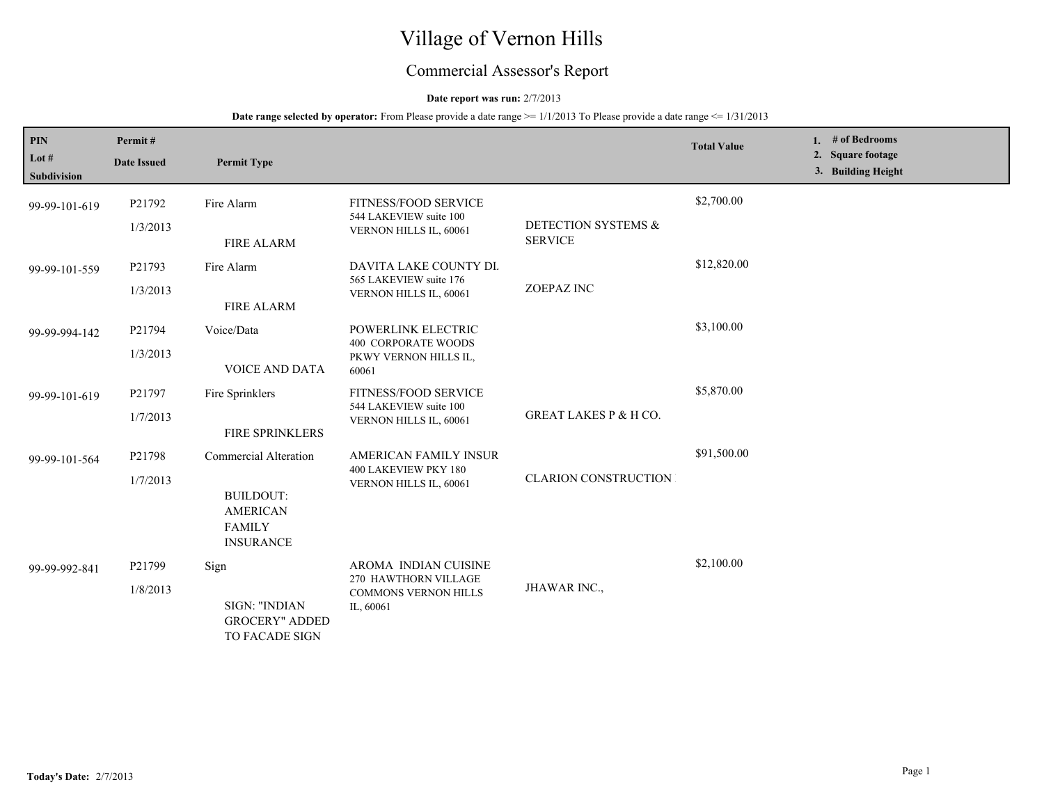# Village of Vernon Hills

## Commercial Assessor's Report

**Date report was run:** 2/7/2013

**Date range selected by operator:** From Please provide a date range >= 1/1/2013 To Please provide a date range <= 1/31/2013

| PIN / Lot # / Subdivision | Permit # / Date Issued | Permit Type | | | Total Value | 1. # of Bedrooms 2. Square footage 3. Building Height |
|---|---|---|---|---|---|---|
| 99-99-101-619 | P21792 1/3/2013 | Fire Alarm FIRE ALARM | FITNESS/FOOD SERVICE 544 LAKEVIEW suite 100 VERNON HILLS IL, 60061 | DETECTION SYSTEMS & SERVICE | $2,700.00 | |
| 99-99-101-559 | P21793 1/3/2013 | Fire Alarm FIRE ALARM | DAVITA LAKE COUNTY DL 565 LAKEVIEW suite 176 VERNON HILLS IL, 60061 | ZOEPAZ INC | $12,820.00 | |
| 99-99-994-142 | P21794 1/3/2013 | Voice/Data VOICE AND DATA | POWERLINK ELECTRIC 400 CORPORATE WOODS PKWY VERNON HILLS IL, 60061 | | $3,100.00 | |
| 99-99-101-619 | P21797 1/7/2013 | Fire Sprinklers FIRE SPRINKLERS | FITNESS/FOOD SERVICE 544 LAKEVIEW suite 100 VERNON HILLS IL, 60061 | GREAT LAKES P & H CO. | $5,870.00 | |
| 99-99-101-564 | P21798 1/7/2013 | Commercial Alteration BUILDOUT: AMERICAN FAMILY INSURANCE | AMERICAN FAMILY INSUR 400 LAKEVIEW PKY 180 VERNON HILLS IL, 60061 | CLARION CONSTRUCTION | $91,500.00 | |
| 99-99-992-841 | P21799 1/8/2013 | Sign SIGN: "INDIAN GROCERY" ADDED TO FACADE SIGN | AROMA INDIAN CUISINE 270 HAWTHORN VILLAGE COMMONS VERNON HILLS IL, 60061 | JHAWAR INC., | $2,100.00 | |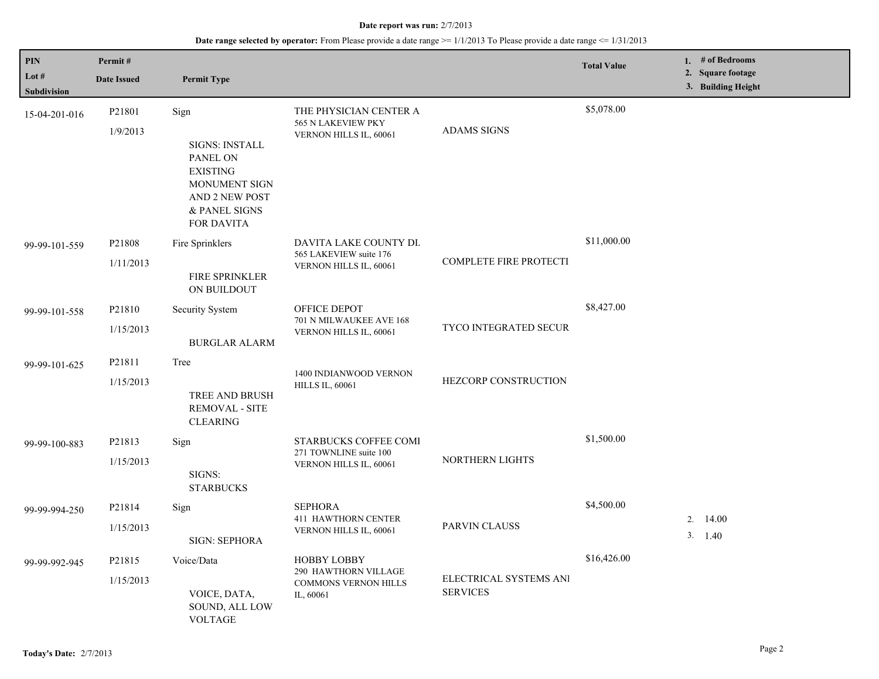**Date report was run:** 2/7/2013

**Date range selected by operator:** From Please provide a date range >= 1/1/2013 To Please provide a date range <= 1/31/2013

| PIN<br>Lot #<br>Subdivision | Permit #<br>Date Issued | Permit Type | | | Total Value | 1. # of Bedrooms<br>2. Square footage<br>3. Building Height |
|---|---|---|---|---|---|---|
| 15-04-201-016 | P21801<br>1/9/2013 | Sign<br><br>SIGNS: INSTALL PANEL ON EXISTING MONUMENT SIGN AND 2 NEW POST & PANEL SIGNS FOR DAVITA | THE PHYSICIAN CENTER A<br>565 N LAKEVIEW PKY<br>VERNON HILLS IL, 60061 | ADAMS SIGNS | $5,078.00 | |
| 99-99-101-559 | P21808<br>1/11/2013 | Fire Sprinklers<br><br>FIRE SPRINKLER ON BUILDOUT | DAVITA LAKE COUNTY DI<br>565 LAKEVIEW suite 176<br>VERNON HILLS IL, 60061 | COMPLETE FIRE PROTECTI | $11,000.00 | |
| 99-99-101-558 | P21810<br>1/15/2013 | Security System<br><br>BURGLAR ALARM | OFFICE DEPOT<br>701 N MILWAUKEE AVE 168<br>VERNON HILLS IL, 60061 | TYCO INTEGRATED SECUR | $8,427.00 | |
| 99-99-101-625 | P21811<br>1/15/2013 | Tree<br><br>TREE AND BRUSH REMOVAL - SITE CLEARING | 1400 INDIANWOOD VERNON HILLS IL, 60061 | HEZCORP CONSTRUCTION | | |
| 99-99-100-883 | P21813<br>1/15/2013 | Sign<br><br>SIGNS: STARBUCKS | STARBUCKS COFFEE COMI<br>271 TOWNLINE suite 100<br>VERNON HILLS IL, 60061 | NORTHERN LIGHTS | $1,500.00 | |
| 99-99-994-250 | P21814<br>1/15/2013 | Sign<br><br>SIGN: SEPHORA | SEPHORA<br>411 HAWTHORN CENTER<br>VERNON HILLS IL, 60061 | PARVIN CLAUSS | $4,500.00 | 2. 14.00<br>3. 1.40 |
| 99-99-992-945 | P21815<br>1/15/2013 | Voice/Data<br><br>VOICE, DATA, SOUND, ALL LOW VOLTAGE | HOBBY LOBBY<br>290 HAWTHORN VILLAGE COMMONS VERNON HILLS IL, 60061 | ELECTRICAL SYSTEMS ANI SERVICES | $16,426.00 | |

**Today's Date:** 2/7/2013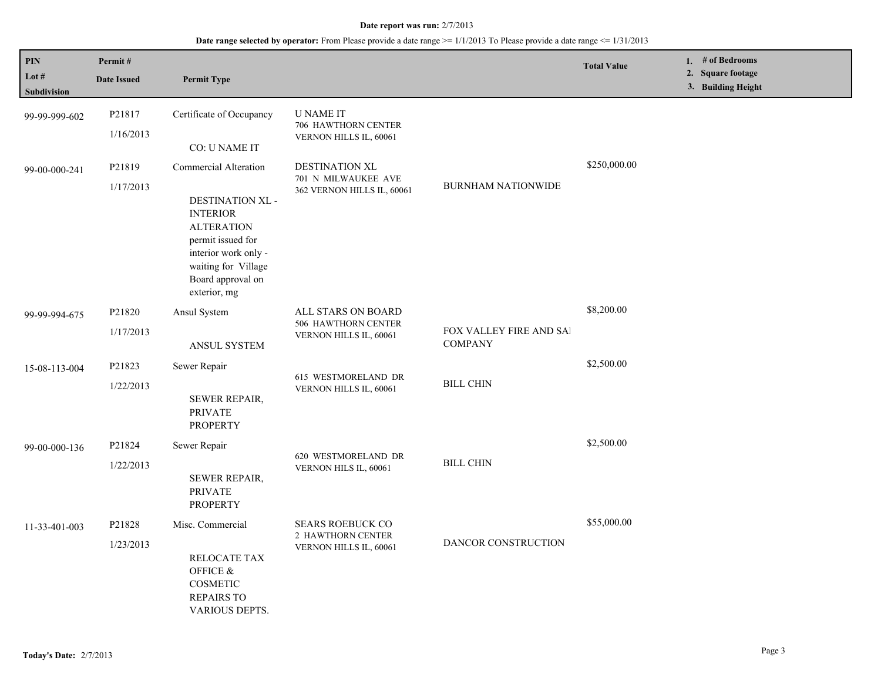**Date report was run:** 2/7/2013

**Date range selected by operator:** From Please provide a date range >= 1/1/2013 To Please provide a date range <= 1/31/2013

| PIN<br>Lot #<br>Subdivision | Permit #<br>Date Issued | Permit Type | | | Total Value | 1. # of Bedrooms<br>2. Square footage<br>3. Building Height |
|---|---|---|---|---|---|---|
| 99-99-999-602 | P21817<br>1/16/2013 | Certificate of Occupancy<br><br>CO: U NAME IT | U NAME IT<br>706 HAWTHORN CENTER<br>VERNON HILLS IL, 60061 | | | |
| 99-00-000-241 | P21819<br>1/17/2013 | Commercial Alteration<br><br>DESTINATION XL - INTERIOR ALTERATION permit issued for interior work only - waiting for Village Board approval on exterior, mg | DESTINATION XL<br>701 N MILWAUKEE AVE<br>362 VERNON HILLS IL, 60061 | BURNHAM NATIONWIDE | $250,000.00 | |
| 99-99-994-675 | P21820<br>1/17/2013 | Ansul System<br><br>ANSUL SYSTEM | ALL STARS ON BOARD<br>506 HAWTHORN CENTER<br>VERNON HILLS IL, 60061 | FOX VALLEY FIRE AND SAI COMPANY | $8,200.00 | |
| 15-08-113-004 | P21823<br>1/22/2013 | Sewer Repair<br><br>SEWER REPAIR, PRIVATE PROPERTY | 615 WESTMORELAND DR<br>VERNON HILLS IL, 60061 | BILL CHIN | $2,500.00 | |
| 99-00-000-136 | P21824<br>1/22/2013 | Sewer Repair<br><br>SEWER REPAIR, PRIVATE PROPERTY | 620 WESTMORELAND DR<br>VERNON HILS IL, 60061 | BILL CHIN | $2,500.00 | |
| 11-33-401-003 | P21828<br>1/23/2013 | Misc. Commercial<br><br>RELOCATE TAX OFFICE & COSMETIC REPAIRS TO VARIOUS DEPTS. | SEARS ROEBUCK CO<br>2 HAWTHORN CENTER<br>VERNON HILLS IL, 60061 | DANCOR CONSTRUCTION | $55,000.00 | |

**Today's Date:** 2/7/2013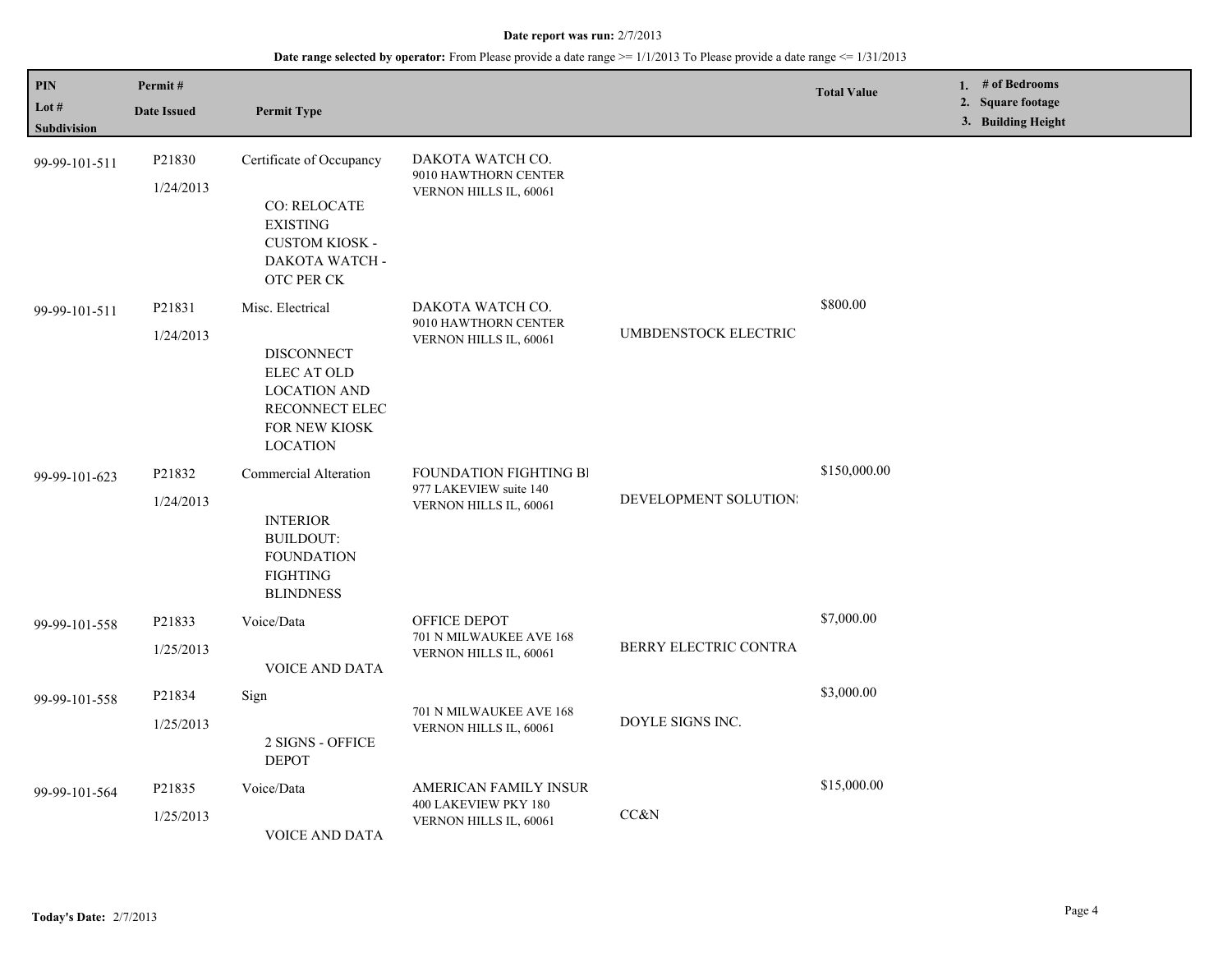**Date report was run:** 2/7/2013

**Date range selected by operator:** From Please provide a date range >= 1/1/2013 To Please provide a date range <= 1/31/2013

| PIN / Lot # / Subdivision | Permit # / Date Issued | Permit Type | | | Total Value | 1. # of Bedrooms 2. Square footage 3. Building Height |
|---|---|---|---|---|---|---|
| 99-99-101-511 | P21830 1/24/2013 | Certificate of Occupancy CO: RELOCATE EXISTING CUSTOM KIOSK - DAKOTA WATCH - OTC PER CK | DAKOTA WATCH CO. 9010 HAWTHORN CENTER VERNON HILLS IL, 60061 | | | |
| 99-99-101-511 | P21831 1/24/2013 | Misc. Electrical DISCONNECT ELEC AT OLD LOCATION AND RECONNECT ELEC FOR NEW KIOSK LOCATION | DAKOTA WATCH CO. 9010 HAWTHORN CENTER VERNON HILLS IL, 60061 | UMBDENSTOCK ELECTRIC | $800.00 | |
| 99-99-101-623 | P21832 1/24/2013 | Commercial Alteration INTERIOR BUILDOUT: FOUNDATION FIGHTING BLINDNESS | FOUNDATION FIGHTING BI 977 LAKEVIEW suite 140 VERNON HILLS IL, 60061 | DEVELOPMENT SOLUTION: | $150,000.00 | |
| 99-99-101-558 | P21833 1/25/2013 | Voice/Data VOICE AND DATA | OFFICE DEPOT 701 N MILWAUKEE AVE 168 VERNON HILLS IL, 60061 | BERRY ELECTRIC CONTRA | $7,000.00 | |
| 99-99-101-558 | P21834 1/25/2013 | Sign 2 SIGNS - OFFICE DEPOT | 701 N MILWAUKEE AVE 168 VERNON HILLS IL, 60061 | DOYLE SIGNS INC. | $3,000.00 | |
| 99-99-101-564 | P21835 1/25/2013 | Voice/Data VOICE AND DATA | AMERICAN FAMILY INSUR 400 LAKEVIEW PKY 180 VERNON HILLS IL, 60061 | CC&N | $15,000.00 | |

**Today's Date:** 2/7/2013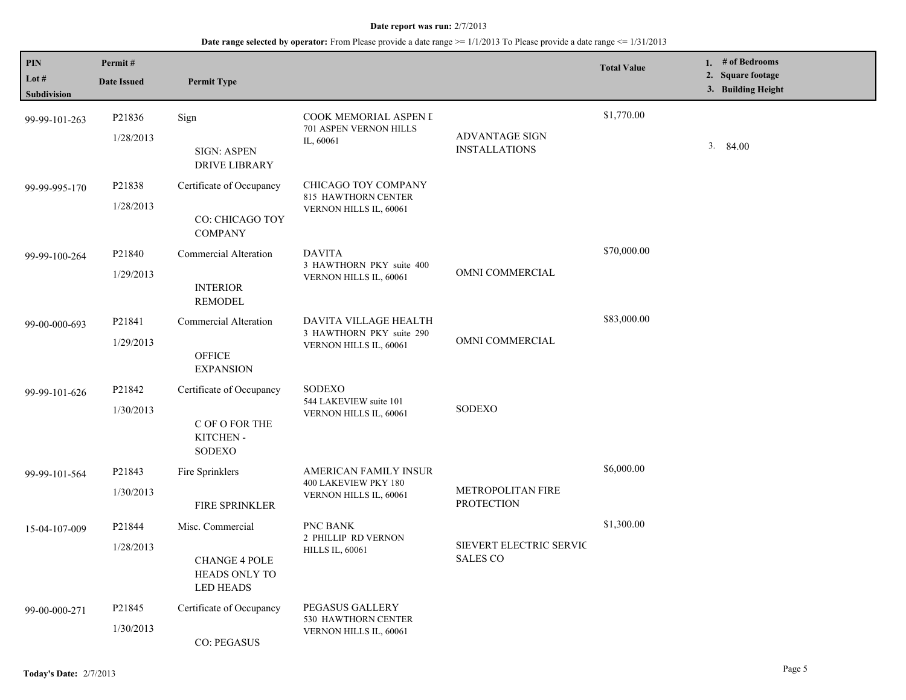**Date report was run:** 2/7/2013

**Date range selected by operator:** From Please provide a date range >= 1/1/2013 To Please provide a date range <= 1/31/2013

| PIN<br>Lot #<br>Subdivision | Permit #<br>Date Issued | Permit Type | | | Total Value | 1. # of Bedrooms<br>2. Square footage<br>3. Building Height |
|---|---|---|---|---|---|---|
| 99-99-101-263 | P21836<br>1/28/2013 | Sign<br><br>SIGN: ASPEN DRIVE LIBRARY | COOK MEMORIAL ASPEN I<br>701 ASPEN VERNON HILLS IL, 60061 | ADVANTAGE SIGN INSTALLATIONS | $1,770.00 | 3. 84.00 |
| 99-99-995-170 | P21838<br>1/28/2013 | Certificate of Occupancy<br><br>CO: CHICAGO TOY COMPANY | CHICAGO TOY COMPANY<br>815 HAWTHORN CENTER VERNON HILLS IL, 60061 | | | |
| 99-99-100-264 | P21840<br>1/29/2013 | Commercial Alteration<br><br>INTERIOR REMODEL | DAVITA<br>3 HAWTHORN PKY suite 400 VERNON HILLS IL, 60061 | OMNI COMMERCIAL | $70,000.00 | |
| 99-00-000-693 | P21841<br>1/29/2013 | Commercial Alteration<br><br>OFFICE EXPANSION | DAVITA VILLAGE HEALTH<br>3 HAWTHORN PKY suite 290 VERNON HILLS IL, 60061 | OMNI COMMERCIAL | $83,000.00 | |
| 99-99-101-626 | P21842<br>1/30/2013 | Certificate of Occupancy<br><br>C OF O FOR THE KITCHEN - SODEXO | SODEXO<br>544 LAKEVIEW suite 101 VERNON HILLS IL, 60061 | SODEXO | | |
| 99-99-101-564 | P21843<br>1/30/2013 | Fire Sprinklers<br><br>FIRE SPRINKLER | AMERICAN FAMILY INSUR<br>400 LAKEVIEW PKY 180 VERNON HILLS IL, 60061 | METROPOLITAN FIRE PROTECTION | $6,000.00 | |
| 15-04-107-009 | P21844<br>1/28/2013 | Misc. Commercial<br><br>CHANGE 4 POLE HEADS ONLY TO LED HEADS | PNC BANK<br>2 PHILLIP RD VERNON HILLS IL, 60061 | SIEVERT ELECTRIC SERVIC SALES CO | $1,300.00 | |
| 99-00-000-271 | P21845<br>1/30/2013 | Certificate of Occupancy<br><br>CO: PEGASUS | PEGASUS GALLERY<br>530 HAWTHORN CENTER VERNON HILLS IL, 60061 | | | |

**Today's Date:** 2/7/2013